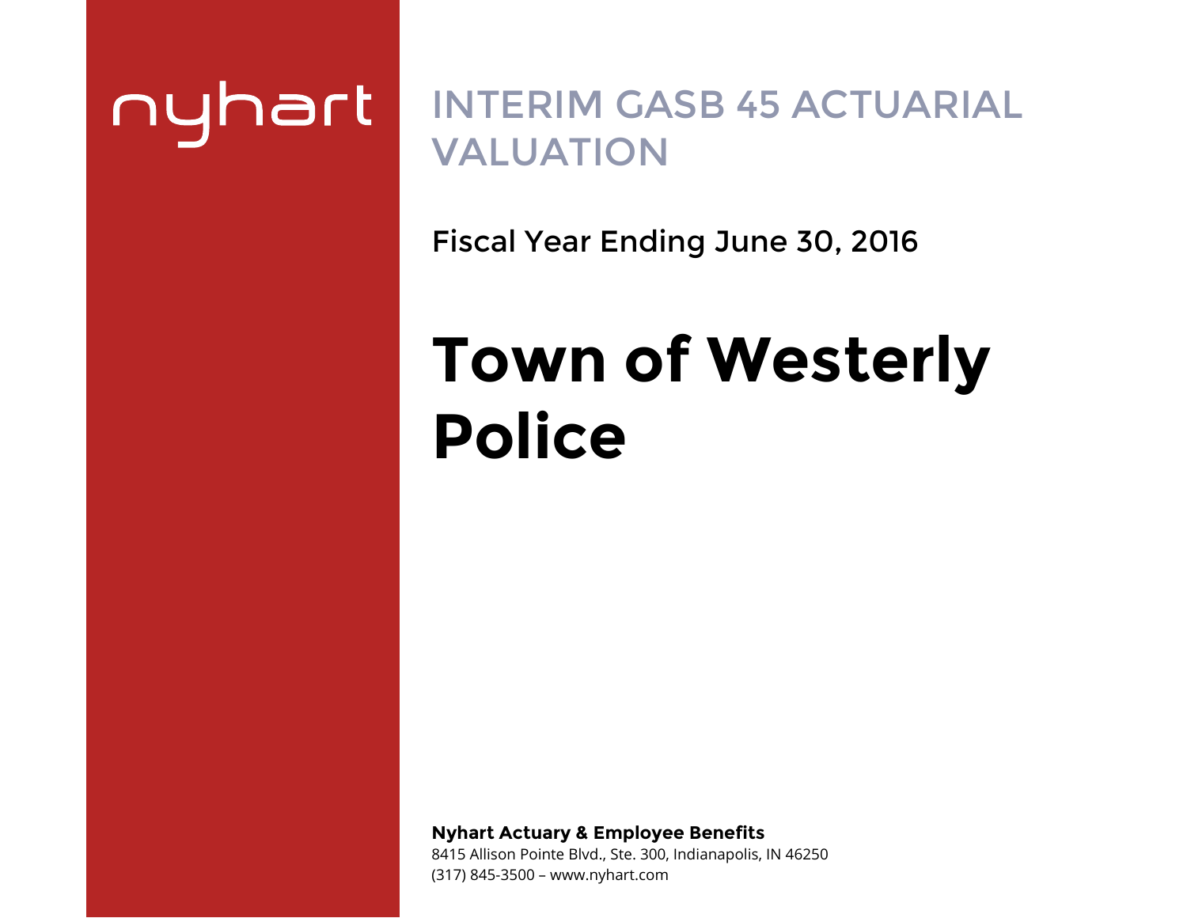nyhart

# INTERIM GASB 45 ACTUARIAL VALUATION

Fiscal Year Ending June 30, 2016

# Town of Westerly Police

**Nyhart Actuary & Employee Benefits**
8415 Allison Pointe Blvd., Ste. 300, Indianapolis, IN 46250
(317) 845-3500 – www.nyhart.com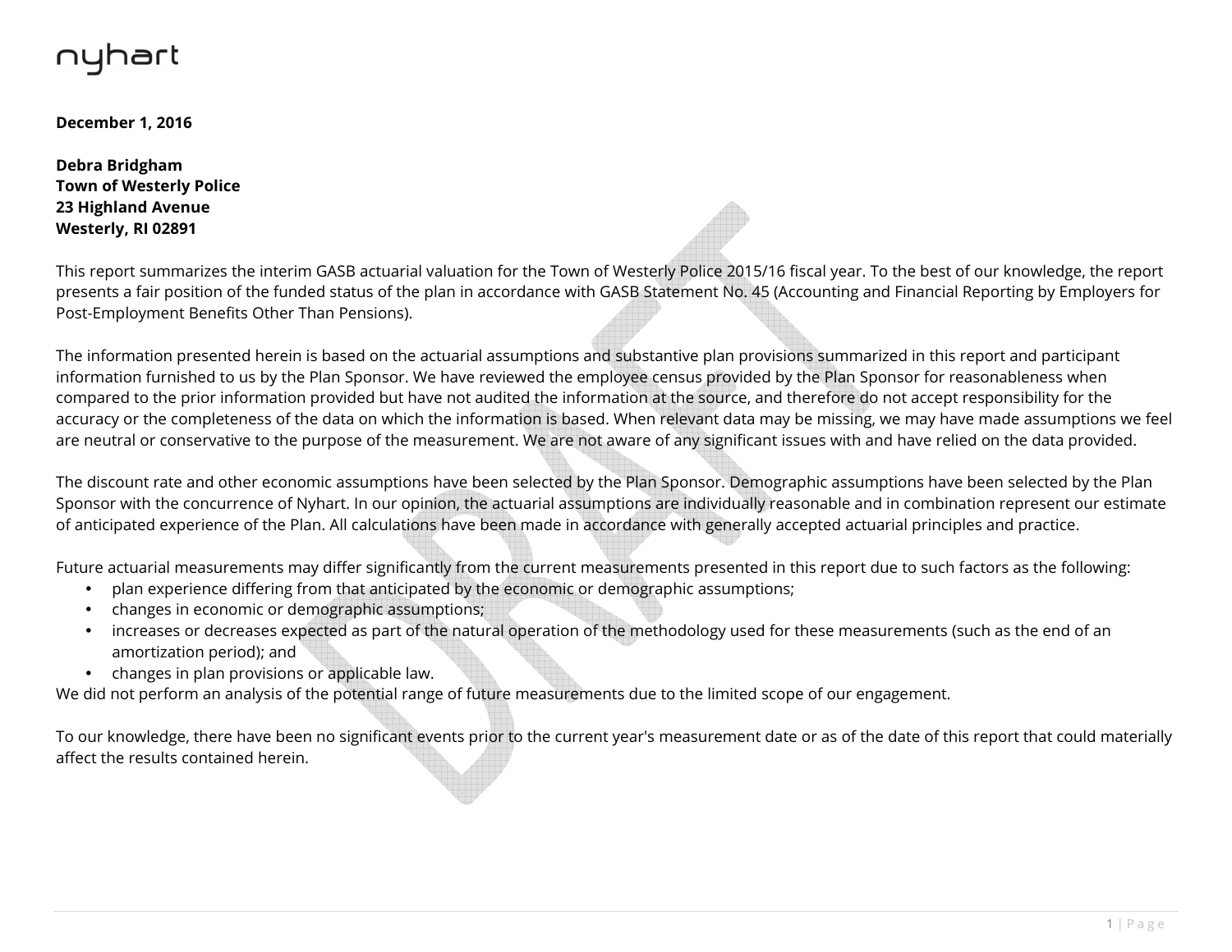**December 1, 2016**

**Debra Bridgham**
**Town of Westerly Police**
**23 Highland Avenue**
**Westerly, RI 02891**

This report summarizes the interim GASB actuarial valuation for the Town of Westerly Police 2015/16 fiscal year. To the best of our knowledge, the report presents a fair position of the funded status of the plan in accordance with GASB Statement No. 45 (Accounting and Financial Reporting by Employers for Post-Employment Benefits Other Than Pensions).

The information presented herein is based on the actuarial assumptions and substantive plan provisions summarized in this report and participant information furnished to us by the Plan Sponsor. We have reviewed the employee census provided by the Plan Sponsor for reasonableness when compared to the prior information provided but have not audited the information at the source, and therefore do not accept responsibility for the accuracy or the completeness of the data on which the information is based. When relevant data may be missing, we may have made assumptions we feel are neutral or conservative to the purpose of the measurement. We are not aware of any significant issues with and have relied on the data provided.

The discount rate and other economic assumptions have been selected by the Plan Sponsor. Demographic assumptions have been selected by the Plan Sponsor with the concurrence of Nyhart. In our opinion, the actuarial assumptions are individually reasonable and in combination represent our estimate of anticipated experience of the Plan. All calculations have been made in accordance with generally accepted actuarial principles and practice.

Future actuarial measurements may differ significantly from the current measurements presented in this report due to such factors as the following:

- plan experience differing from that anticipated by the economic or demographic assumptions;
- changes in economic or demographic assumptions;
- increases or decreases expected as part of the natural operation of the methodology used for these measurements (such as the end of an amortization period); and
- changes in plan provisions or applicable law.

We did not perform an analysis of the potential range of future measurements due to the limited scope of our engagement.

To our knowledge, there have been no significant events prior to the current year's measurement date or as of the date of this report that could materially affect the results contained herein.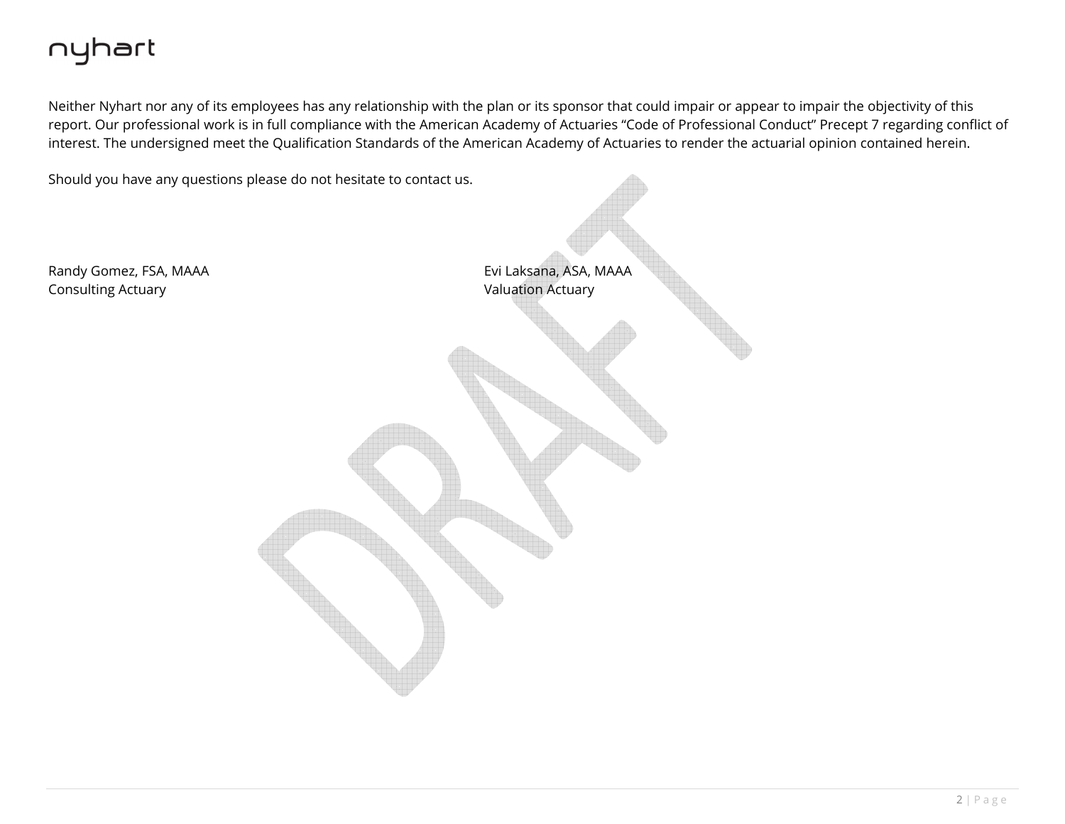Neither Nyhart nor any of its employees has any relationship with the plan or its sponsor that could impair or appear to impair the objectivity of this report. Our professional work is in full compliance with the American Academy of Actuaries "Code of Professional Conduct" Precept 7 regarding conflict of interest. The undersigned meet the Qualification Standards of the American Academy of Actuaries to render the actuarial opinion contained herein.

Should you have any questions please do not hesitate to contact us.

Randy Gomez, FSA, MAAA
Consulting Actuary

Evi Laksana, ASA, MAAA
Valuation Actuary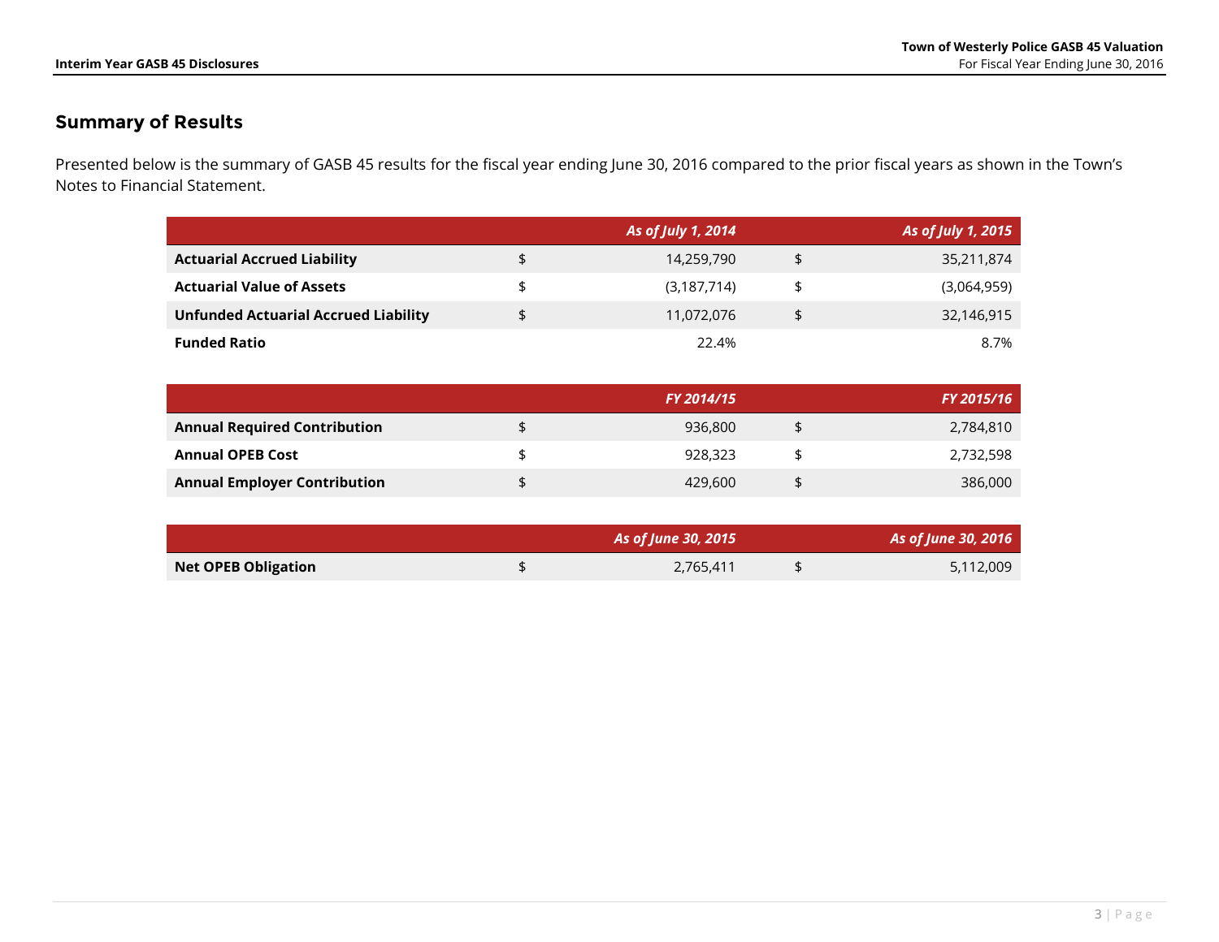## Summary of Results

Presented below is the summary of GASB 45 results for the fiscal year ending June 30, 2016 compared to the prior fiscal years as shown in the Town's Notes to Financial Statement.

| | | *As of July 1, 2014* | | *As of July 1, 2015* |
|---|---|---|---|---|
| **Actuarial Accrued Liability** | $ | 14,259,790 | $ | 35,211,874 |
| **Actuarial Value of Assets** | $ | (3,187,714) | $ | (3,064,959) |
| **Unfunded Actuarial Accrued Liability** | $ | 11,072,076 | $ | 32,146,915 |
| **Funded Ratio** | | 22.4% | | 8.7% |

| | | *FY 2014/15* | | *FY 2015/16* |
|---|---|---|---|---|
| **Annual Required Contribution** | $ | 936,800 | $ | 2,784,810 |
| **Annual OPEB Cost** | $ | 928,323 | $ | 2,732,598 |
| **Annual Employer Contribution** | $ | 429,600 | $ | 386,000 |

| | | *As of June 30, 2015* | | *As of June 30, 2016* |
|---|---|---|---|---|
| **Net OPEB Obligation** | $ | 2,765,411 | $ | 5,112,009 |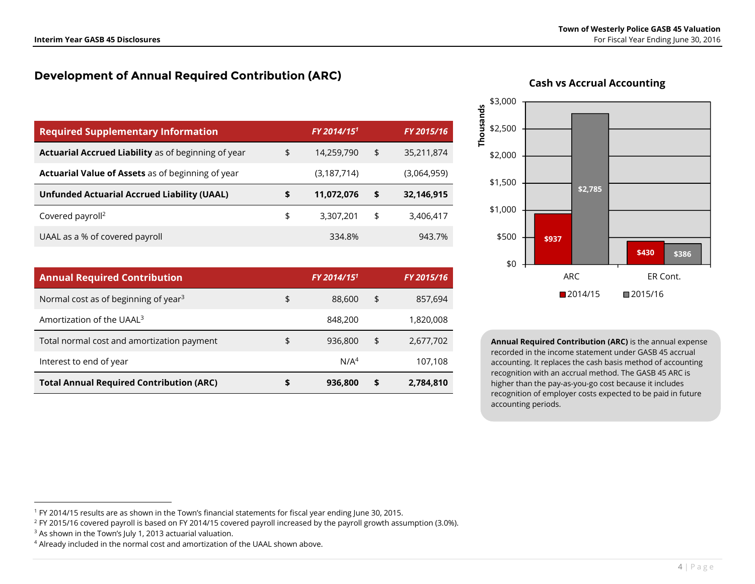## Development of Annual Required Contribution (ARC)

| Required Supplementary Information | | FY 2014/15[1] | | FY 2015/16 |
|---|---|---|---|---|
| **Actuarial Accrued Liability** as of beginning of year | $ | 14,259,790 | $ | 35,211,874 |
| **Actuarial Value of Assets** as of beginning of year | | (3,187,714) | | (3,064,959) |
| **Unfunded Actuarial Accrued Liability (UAAL)** | **$** | **11,072,076** | **$** | **32,146,915** |
| Covered payroll[2] | $ | 3,307,201 | $ | 3,406,417 |
| UAAL as a % of covered payroll | | 334.8% | | 943.7% |

| Annual Required Contribution | | FY 2014/15[1] | | FY 2015/16 |
|---|---|---|---|---|
| Normal cost as of beginning of year[3] | $ | 88,600 | $ | 857,694 |
| Amortization of the UAAL[3] | | 848,200 | | 1,820,008 |
| Total normal cost and amortization payment | $ | 936,800 | $ | 2,677,702 |
| Interest to end of year | | N/A[4] | | 107,108 |
| **Total Annual Required Contribution (ARC)** | **$** | **936,800** | **$** | **2,784,810** |

### Cash vs Accrual Accounting

(Thousands)

| | 2014/15 | 2015/16 |
|---|---|---|
| ARC | $937 | $2,785 |
| ER Cont. | $430 | $386 |

**Annual Required Contribution (ARC)** is the annual expense recorded in the income statement under GASB 45 accrual accounting. It replaces the cash basis method of accounting recognition with an accrual method. The GASB 45 ARC is higher than the pay-as-you-go cost because it includes recognition of employer costs expected to be paid in future accounting periods.

---

[1] FY 2014/15 results are as shown in the Town's financial statements for fiscal year ending June 30, 2015.
[2] FY 2015/16 covered payroll is based on FY 2014/15 covered payroll increased by the payroll growth assumption (3.0%).
[3] As shown in the Town's July 1, 2013 actuarial valuation.
[4] Already included in the normal cost and amortization of the UAAL shown above.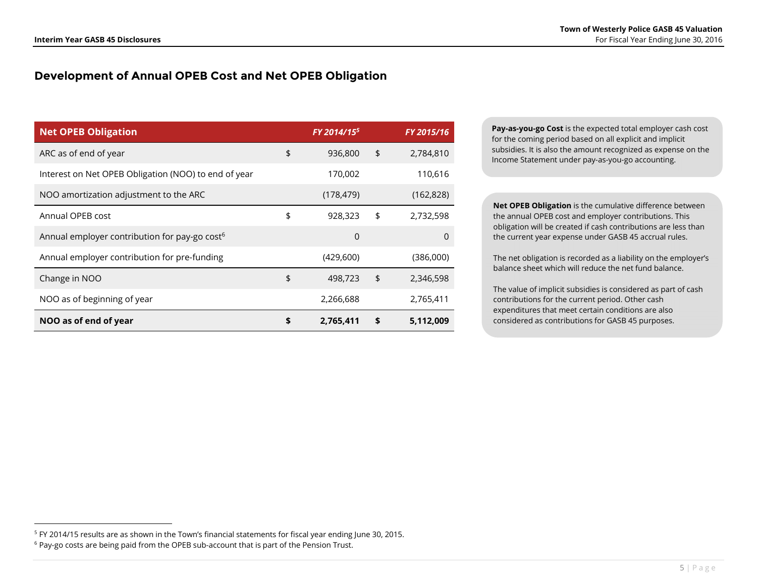## Development of Annual OPEB Cost and Net OPEB Obligation

| Net OPEB Obligation | FY 2014/15[5] | FY 2015/16 |
|---|---|---|
| ARC as of end of year | $ 936,800 | $ 2,784,810 |
| Interest on Net OPEB Obligation (NOO) to end of year | 170,002 | 110,616 |
| NOO amortization adjustment to the ARC | (178,479) | (162,828) |
| Annual OPEB cost | $ 928,323 | $ 2,732,598 |
| Annual employer contribution for pay-go cost[6] | 0 | 0 |
| Annual employer contribution for pre-funding | (429,600) | (386,000) |
| Change in NOO | $ 498,723 | $ 2,346,598 |
| NOO as of beginning of year | 2,266,688 | 2,765,411 |
| **NOO as of end of year** | **$ 2,765,411** | **$ 5,112,009** |

**Pay-as-you-go Cost** is the expected total employer cash cost for the coming period based on all explicit and implicit subsidies. It is also the amount recognized as expense on the Income Statement under pay-as-you-go accounting.

**Net OPEB Obligation** is the cumulative difference between the annual OPEB cost and employer contributions. This obligation will be created if cash contributions are less than the current year expense under GASB 45 accrual rules.

The net obligation is recorded as a liability on the employer's balance sheet which will reduce the net fund balance.

The value of implicit subsidies is considered as part of cash contributions for the current period. Other cash expenditures that meet certain conditions are also considered as contributions for GASB 45 purposes.

[5] FY 2014/15 results are as shown in the Town's financial statements for fiscal year ending June 30, 2015.

[6] Pay-go costs are being paid from the OPEB sub-account that is part of the Pension Trust.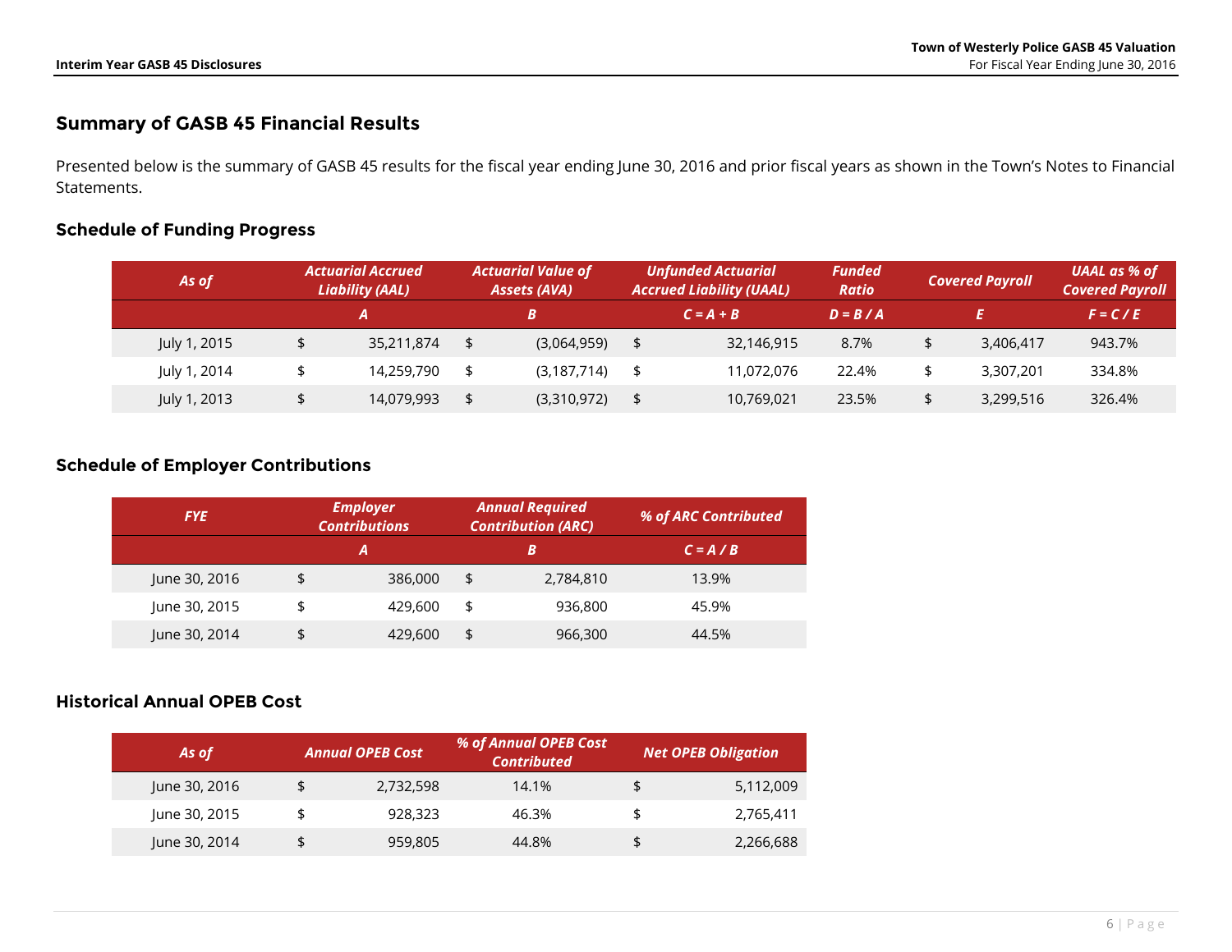## Summary of GASB 45 Financial Results

Presented below is the summary of GASB 45 results for the fiscal year ending June 30, 2016 and prior fiscal years as shown in the Town's Notes to Financial Statements.

### Schedule of Funding Progress

| As of | Actuarial Accrued Liability (AAL) | Actuarial Value of Assets (AVA) | Unfunded Actuarial Accrued Liability (UAAL) | Funded Ratio | Covered Payroll | UAAL as % of Covered Payroll |
|---|---|---|---|---|---|---|
| | A | B | C = A + B | D = B / A | E | F = C / E |
| July 1, 2015 | $ 35,211,874 | $ (3,064,959) | $ 32,146,915 | 8.7% | $ 3,406,417 | 943.7% |
| July 1, 2014 | $ 14,259,790 | $ (3,187,714) | $ 11,072,076 | 22.4% | $ 3,307,201 | 334.8% |
| July 1, 2013 | $ 14,079,993 | $ (3,310,972) | $ 10,769,021 | 23.5% | $ 3,299,516 | 326.4% |

### Schedule of Employer Contributions

| FYE | Employer Contributions | Annual Required Contribution (ARC) | % of ARC Contributed |
|---|---|---|---|
| | A | B | C = A / B |
| June 30, 2016 | $ 386,000 | $ 2,784,810 | 13.9% |
| June 30, 2015 | $ 429,600 | $ 936,800 | 45.9% |
| June 30, 2014 | $ 429,600 | $ 966,300 | 44.5% |

### Historical Annual OPEB Cost

| As of | Annual OPEB Cost | % of Annual OPEB Cost Contributed | Net OPEB Obligation |
|---|---|---|---|
| June 30, 2016 | $ 2,732,598 | 14.1% | $ 5,112,009 |
| June 30, 2015 | $ 928,323 | 46.3% | $ 2,765,411 |
| June 30, 2014 | $ 959,805 | 44.8% | $ 2,266,688 |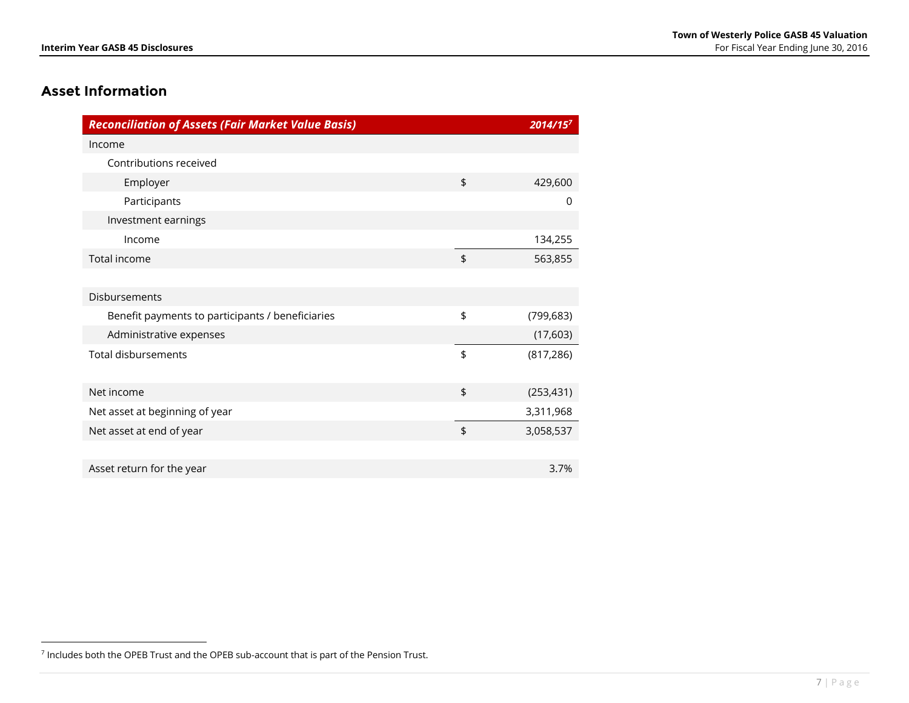## Asset Information

| *Reconciliation of Assets (Fair Market Value Basis)* | | *2014/15*[7] |
|---|---|---|
| Income | | |
| Contributions received | | |
| Employer | $ | 429,600 |
| Participants | | 0 |
| Investment earnings | | |
| Income | | 134,255 |
| Total income | $ | 563,855 |
| | | |
| Disbursements | | |
| Benefit payments to participants / beneficiaries | $ | (799,683) |
| Administrative expenses | | (17,603) |
| Total disbursements | $ | (817,286) |
| | | |
| Net income | $ | (253,431) |
| Net asset at beginning of year | | 3,311,968 |
| Net asset at end of year | $ | 3,058,537 |
| | | |
| Asset return for the year | | 3.7% |

[7] Includes both the OPEB Trust and the OPEB sub-account that is part of the Pension Trust.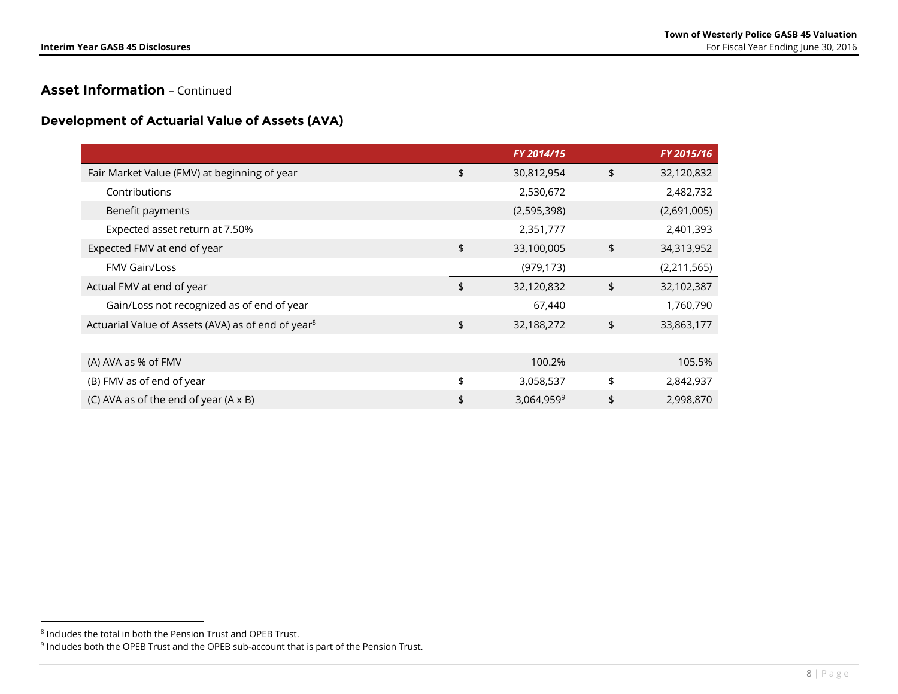## Asset Information – Continued

### Development of Actuarial Value of Assets (AVA)

| | | *FY 2014/15* | | *FY 2015/16* |
|---|---|---|---|---|
| Fair Market Value (FMV) at beginning of year | $ | 30,812,954 | $ | 32,120,832 |
| Contributions | | 2,530,672 | | 2,482,732 |
| Benefit payments | | (2,595,398) | | (2,691,005) |
| Expected asset return at 7.50% | | 2,351,777 | | 2,401,393 |
| Expected FMV at end of year | $ | 33,100,005 | $ | 34,313,952 |
| FMV Gain/Loss | | (979,173) | | (2,211,565) |
| Actual FMV at end of year | $ | 32,120,832 | $ | 32,102,387 |
| Gain/Loss not recognized as of end of year | | 67,440 | | 1,760,790 |
| Actuarial Value of Assets (AVA) as of end of year[8] | $ | 32,188,272 | $ | 33,863,177 |
| | | | | |
| (A) AVA as % of FMV | | 100.2% | | 105.5% |
| (B) FMV as of end of year | $ | 3,058,537 | $ | 2,842,937 |
| (C) AVA as of the end of year (A x B) | $ | 3,064,959[9] | $ | 2,998,870 |

[8] Includes the total in both the Pension Trust and OPEB Trust.

[9] Includes both the OPEB Trust and the OPEB sub-account that is part of the Pension Trust.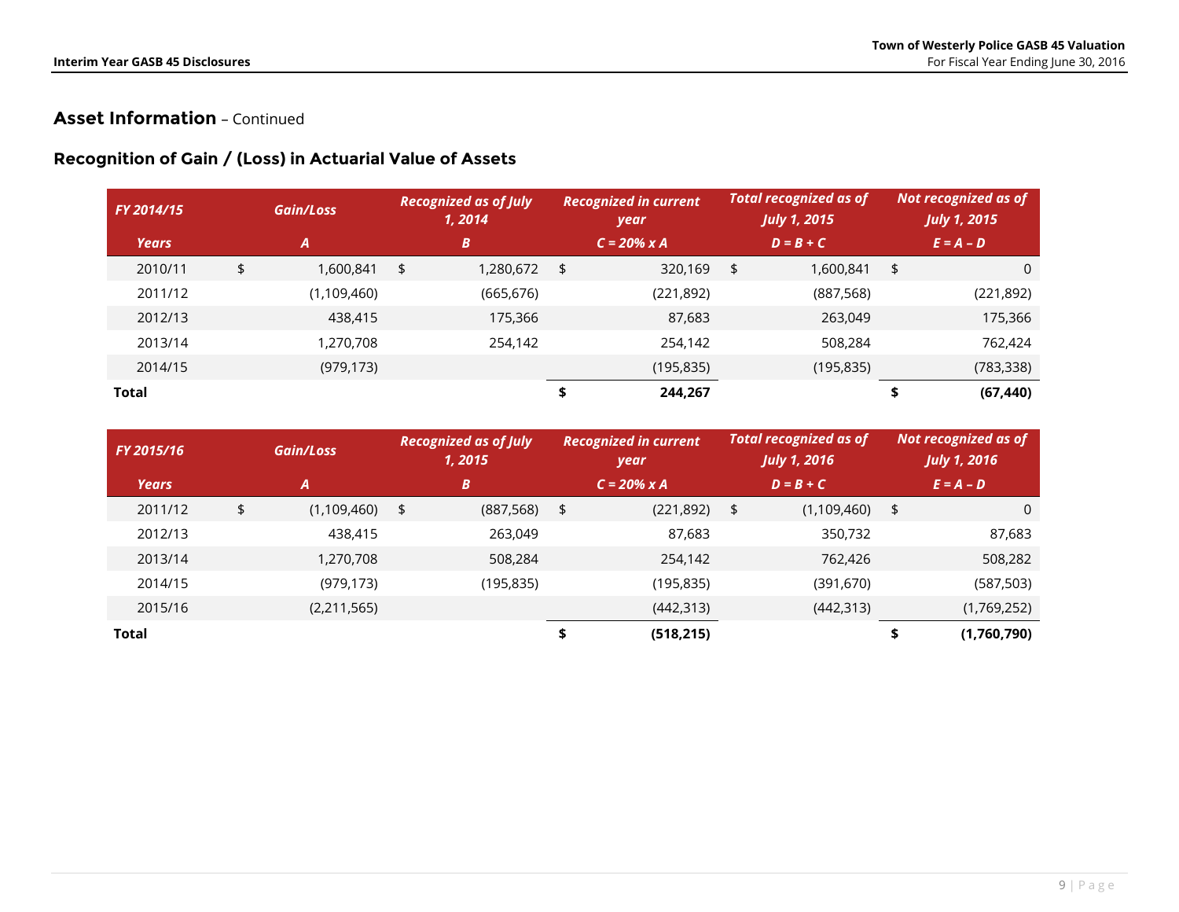## Asset Information – Continued

### Recognition of Gain / (Loss) in Actuarial Value of Assets

| FY 2014/15 | Gain/Loss | Recognized as of July 1, 2014 | Recognized in current year | Total recognized as of July 1, 2015 | Not recognized as of July 1, 2015 |
|---|---|---|---|---|---|
| Years | A | B | C = 20% x A | D = B + C | E = A – D |
| 2010/11 | $ 1,600,841 | $ 1,280,672 | $ 320,169 | $ 1,600,841 | $ 0 |
| 2011/12 | (1,109,460) | (665,676) | (221,892) | (887,568) | (221,892) |
| 2012/13 | 438,415 | 175,366 | 87,683 | 263,049 | 175,366 |
| 2013/14 | 1,270,708 | 254,142 | 254,142 | 508,284 | 762,424 |
| 2014/15 | (979,173) | | (195,835) | (195,835) | (783,338) |
| **Total** | | | **$ 244,267** | | **$ (67,440)** |

| FY 2015/16 | Gain/Loss | Recognized as of July 1, 2015 | Recognized in current year | Total recognized as of July 1, 2016 | Not recognized as of July 1, 2016 |
|---|---|---|---|---|---|
| Years | A | B | C = 20% x A | D = B + C | E = A – D |
| 2011/12 | $ (1,109,460) | $ (887,568) | $ (221,892) | $ (1,109,460) | $ 0 |
| 2012/13 | 438,415 | 263,049 | 87,683 | 350,732 | 87,683 |
| 2013/14 | 1,270,708 | 508,284 | 254,142 | 762,426 | 508,282 |
| 2014/15 | (979,173) | (195,835) | (195,835) | (391,670) | (587,503) |
| 2015/16 | (2,211,565) | | (442,313) | (442,313) | (1,769,252) |
| **Total** | | | **$ (518,215)** | | **$ (1,760,790)** |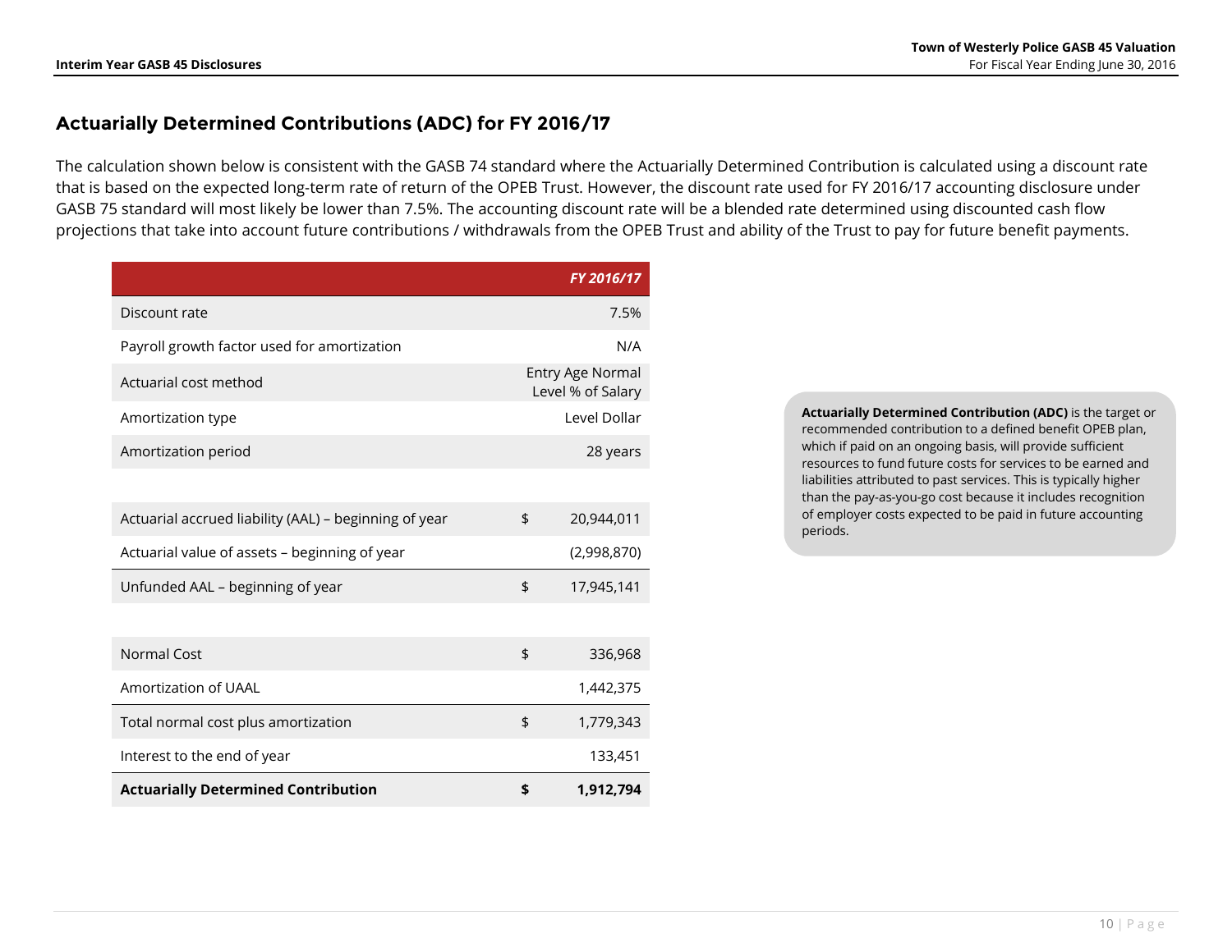## Actuarially Determined Contributions (ADC) for FY 2016/17

The calculation shown below is consistent with the GASB 74 standard where the Actuarially Determined Contribution is calculated using a discount rate that is based on the expected long-term rate of return of the OPEB Trust. However, the discount rate used for FY 2016/17 accounting disclosure under GASB 75 standard will most likely be lower than 7.5%. The accounting discount rate will be a blended rate determined using discounted cash flow projections that take into account future contributions / withdrawals from the OPEB Trust and ability of the Trust to pay for future benefit payments.

| | | *FY 2016/17* |
|---|---|---|
| Discount rate | | 7.5% |
| Payroll growth factor used for amortization | | N/A |
| Actuarial cost method | | Entry Age Normal Level % of Salary |
| Amortization type | | Level Dollar |
| Amortization period | | 28 years |
| | | |
| Actuarial accrued liability (AAL) – beginning of year | $ | 20,944,011 |
| Actuarial value of assets – beginning of year | | (2,998,870) |
| Unfunded AAL – beginning of year | $ | 17,945,141 |
| | | |
| Normal Cost | $ | 336,968 |
| Amortization of UAAL | | 1,442,375 |
| Total normal cost plus amortization | $ | 1,779,343 |
| Interest to the end of year | | 133,451 |
| **Actuarially Determined Contribution** | **$** | **1,912,794** |

**Actuarially Determined Contribution (ADC)** is the target or recommended contribution to a defined benefit OPEB plan, which if paid on an ongoing basis, will provide sufficient resources to fund future costs for services to be earned and liabilities attributed to past services. This is typically higher than the pay-as-you-go cost because it includes recognition of employer costs expected to be paid in future accounting periods.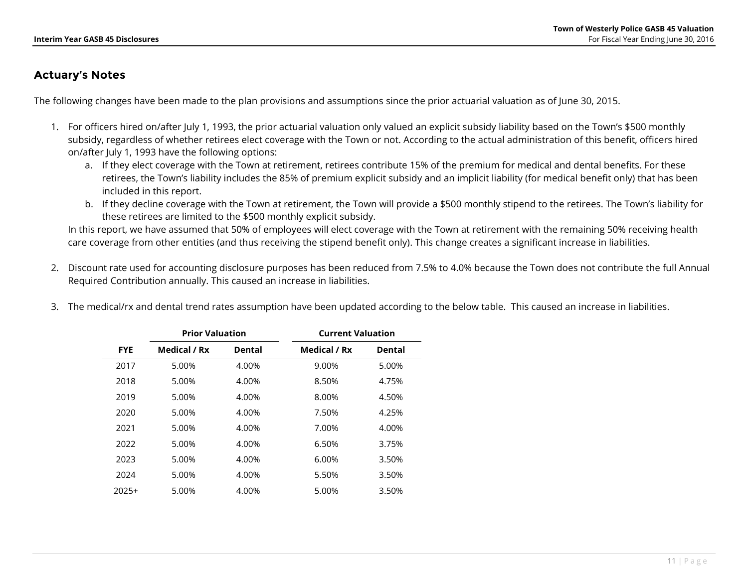## Actuary's Notes

The following changes have been made to the plan provisions and assumptions since the prior actuarial valuation as of June 30, 2015.

1. For officers hired on/after July 1, 1993, the prior actuarial valuation only valued an explicit subsidy liability based on the Town's $500 monthly subsidy, regardless of whether retirees elect coverage with the Town or not. According to the actual administration of this benefit, officers hired on/after July 1, 1993 have the following options:
   a. If they elect coverage with the Town at retirement, retirees contribute 15% of the premium for medical and dental benefits. For these retirees, the Town's liability includes the 85% of premium explicit subsidy and an implicit liability (for medical benefit only) that has been included in this report.
   b. If they decline coverage with the Town at retirement, the Town will provide a $500 monthly stipend to the retirees. The Town's liability for these retirees are limited to the $500 monthly explicit subsidy.

   In this report, we have assumed that 50% of employees will elect coverage with the Town at retirement with the remaining 50% receiving health care coverage from other entities (and thus receiving the stipend benefit only). This change creates a significant increase in liabilities.

2. Discount rate used for accounting disclosure purposes has been reduced from 7.5% to 4.0% because the Town does not contribute the full Annual Required Contribution annually. This caused an increase in liabilities.

3. The medical/rx and dental trend rates assumption have been updated according to the below table. This caused an increase in liabilities.

| | Prior Valuation | | Current Valuation | |
|---|---|---|---|---|
| **FYE** | **Medical / Rx** | **Dental** | **Medical / Rx** | **Dental** |
| 2017 | 5.00% | 4.00% | 9.00% | 5.00% |
| 2018 | 5.00% | 4.00% | 8.50% | 4.75% |
| 2019 | 5.00% | 4.00% | 8.00% | 4.50% |
| 2020 | 5.00% | 4.00% | 7.50% | 4.25% |
| 2021 | 5.00% | 4.00% | 7.00% | 4.00% |
| 2022 | 5.00% | 4.00% | 6.50% | 3.75% |
| 2023 | 5.00% | 4.00% | 6.00% | 3.50% |
| 2024 | 5.00% | 4.00% | 5.50% | 3.50% |
| 2025+ | 5.00% | 4.00% | 5.00% | 3.50% |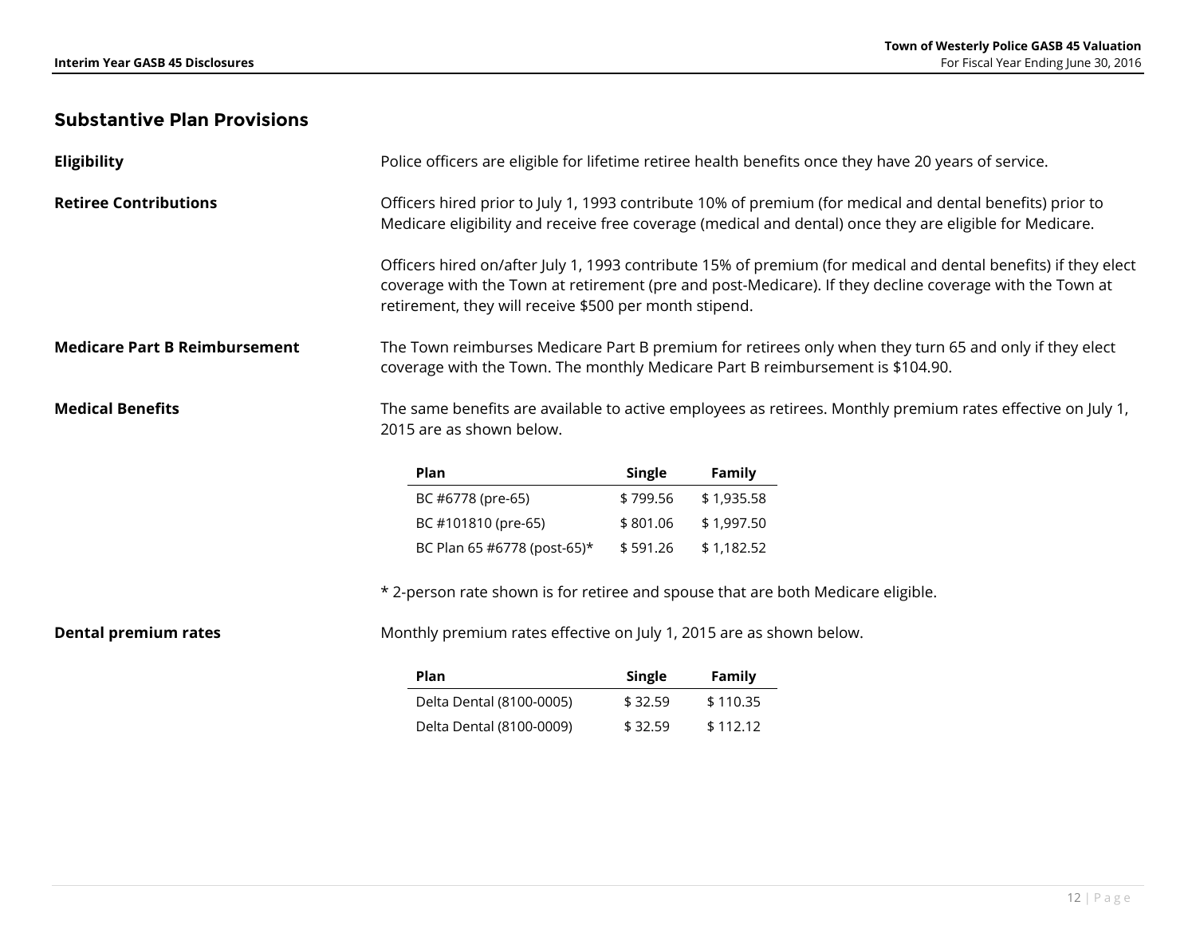## Substantive Plan Provisions

**Eligibility**

Police officers are eligible for lifetime retiree health benefits once they have 20 years of service.

**Retiree Contributions**

Officers hired prior to July 1, 1993 contribute 10% of premium (for medical and dental benefits) prior to Medicare eligibility and receive free coverage (medical and dental) once they are eligible for Medicare.

Officers hired on/after July 1, 1993 contribute 15% of premium (for medical and dental benefits) if they elect coverage with the Town at retirement (pre and post-Medicare). If they decline coverage with the Town at retirement, they will receive $500 per month stipend.

**Medicare Part B Reimbursement**

The Town reimburses Medicare Part B premium for retirees only when they turn 65 and only if they elect coverage with the Town. The monthly Medicare Part B reimbursement is $104.90.

**Medical Benefits**

The same benefits are available to active employees as retirees. Monthly premium rates effective on July 1, 2015 are as shown below.

| Plan | Single | Family |
|---|---|---|
| BC #6778 (pre-65) | $ 799.56 | $ 1,935.58 |
| BC #101810 (pre-65) | $ 801.06 | $ 1,997.50 |
| BC Plan 65 #6778 (post-65)* | $ 591.26 | $ 1,182.52 |

* 2-person rate shown is for retiree and spouse that are both Medicare eligible.

**Dental premium rates**

Monthly premium rates effective on July 1, 2015 are as shown below.

| Plan | Single | Family |
|---|---|---|
| Delta Dental (8100-0005) | $ 32.59 | $ 110.35 |
| Delta Dental (8100-0009) | $ 32.59 | $ 112.12 |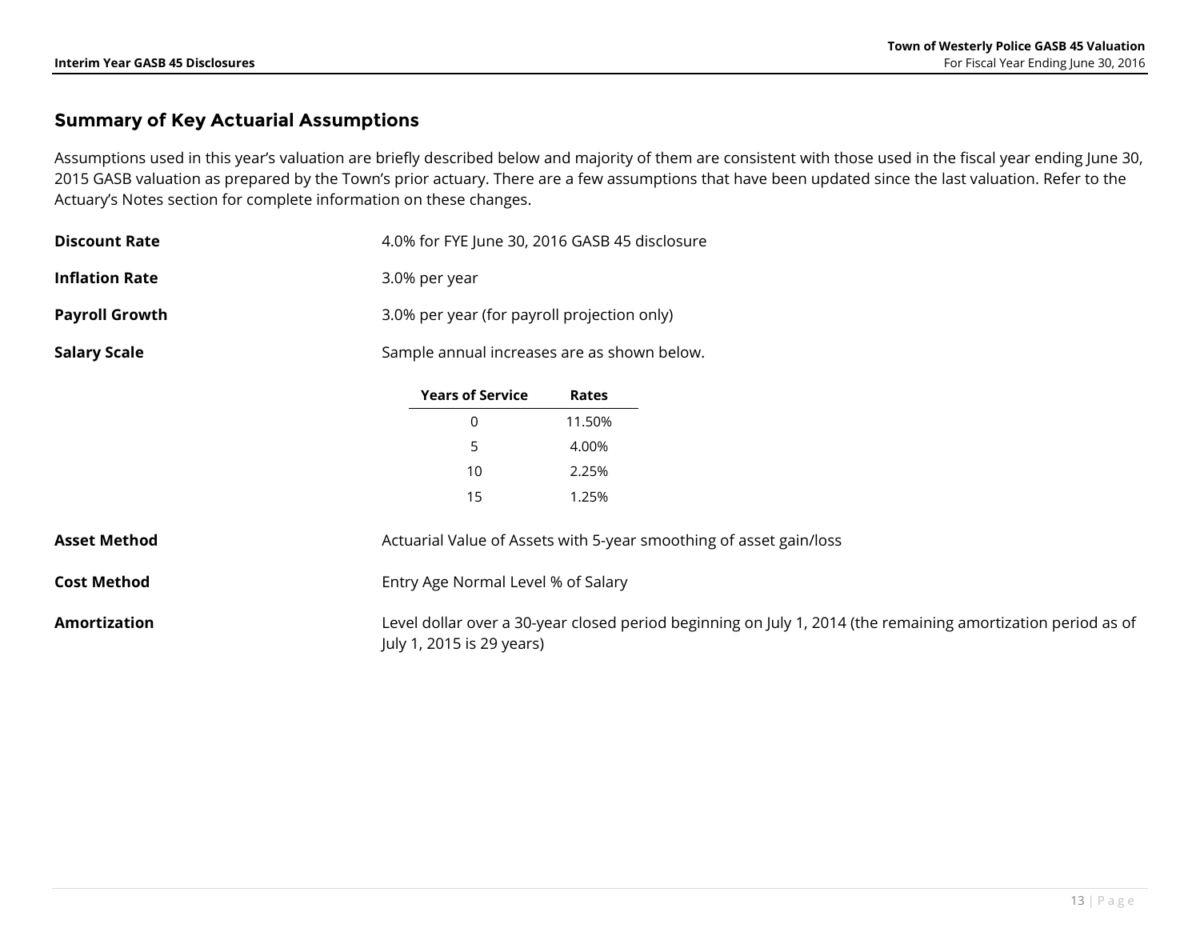## Summary of Key Actuarial Assumptions

Assumptions used in this year's valuation are briefly described below and majority of them are consistent with those used in the fiscal year ending June 30, 2015 GASB valuation as prepared by the Town's prior actuary. There are a few assumptions that have been updated since the last valuation. Refer to the Actuary's Notes section for complete information on these changes.

**Discount Rate** 4.0% for FYE June 30, 2016 GASB 45 disclosure

**Inflation Rate** 3.0% per year

**Payroll Growth** 3.0% per year (for payroll projection only)

**Salary Scale** Sample annual increases are as shown below.

| Years of Service | Rates |
|---|---|
| 0 | 11.50% |
| 5 | 4.00% |
| 10 | 2.25% |
| 15 | 1.25% |

**Asset Method** Actuarial Value of Assets with 5-year smoothing of asset gain/loss

**Cost Method** Entry Age Normal Level % of Salary

**Amortization** Level dollar over a 30-year closed period beginning on July 1, 2014 (the remaining amortization period as of July 1, 2015 is 29 years)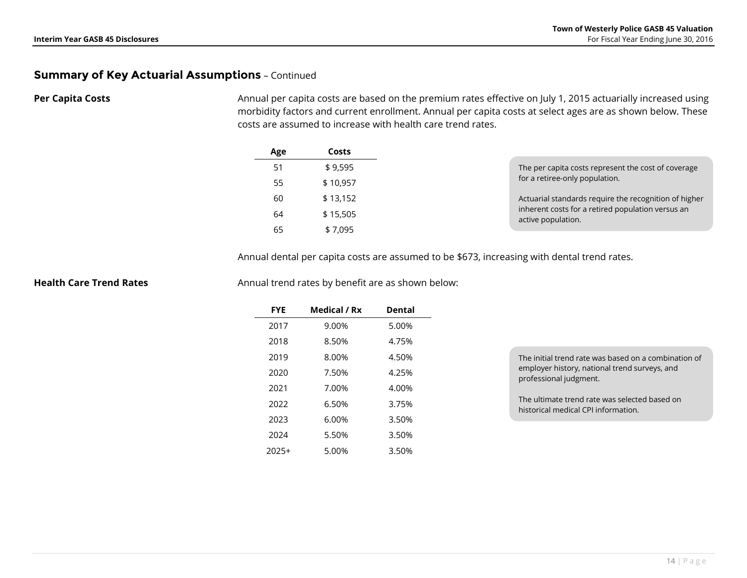## Summary of Key Actuarial Assumptions – Continued

**Per Capita Costs**

Annual per capita costs are based on the premium rates effective on July 1, 2015 actuarially increased using morbidity factors and current enrollment. Annual per capita costs at select ages are as shown below. These costs are assumed to increase with health care trend rates.

| Age | Costs |
|---|---|
| 51 | $ 9,595 |
| 55 | $ 10,957 |
| 60 | $ 13,152 |
| 64 | $ 15,505 |
| 65 | $ 7,095 |

The per capita costs represent the cost of coverage for a retiree-only population.

Actuarial standards require the recognition of higher inherent costs for a retired population versus an active population.

Annual dental per capita costs are assumed to be $673, increasing with dental trend rates.

**Health Care Trend Rates**

Annual trend rates by benefit are as shown below:

| FYE | Medical / Rx | Dental |
|---|---|---|
| 2017 | 9.00% | 5.00% |
| 2018 | 8.50% | 4.75% |
| 2019 | 8.00% | 4.50% |
| 2020 | 7.50% | 4.25% |
| 2021 | 7.00% | 4.00% |
| 2022 | 6.50% | 3.75% |
| 2023 | 6.00% | 3.50% |
| 2024 | 5.50% | 3.50% |
| 2025+ | 5.00% | 3.50% |

The initial trend rate was based on a combination of employer history, national trend surveys, and professional judgment.

The ultimate trend rate was selected based on historical medical CPI information.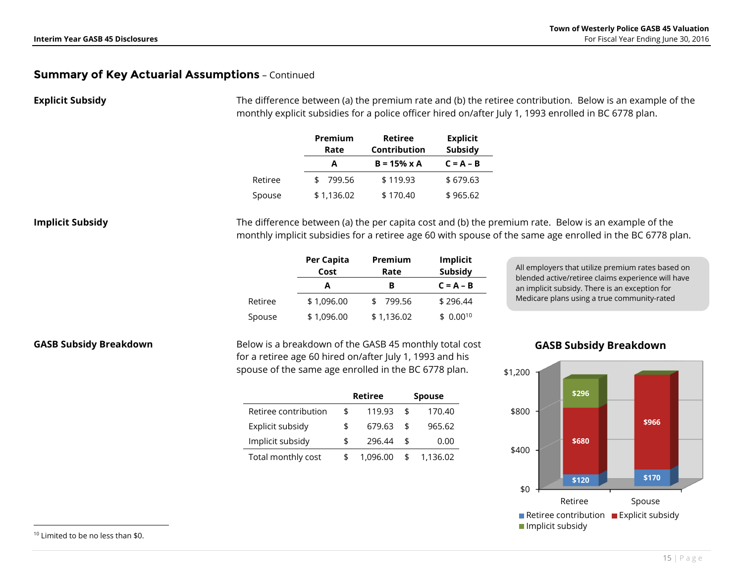## Summary of Key Actuarial Assumptions – Continued

**Explicit Subsidy**

The difference between (a) the premium rate and (b) the retiree contribution. Below is an example of the monthly explicit subsidies for a police officer hired on/after July 1, 1993 enrolled in BC 6778 plan.

| | Premium Rate | Retiree Contribution | Explicit Subsidy |
|---|---|---|---|
| | A | B = 15% x A | C = A – B |
| Retiree | $ 799.56 | $ 119.93 | $ 679.63 |
| Spouse | $ 1,136.02 | $ 170.40 | $ 965.62 |

**Implicit Subsidy**

The difference between (a) the per capita cost and (b) the premium rate. Below is an example of the monthly implicit subsidies for a retiree age 60 with spouse of the same age enrolled in the BC 6778 plan.

| | Per Capita Cost | Premium Rate | Implicit Subsidy |
|---|---|---|---|
| | A | B | C = A – B |
| Retiree | $ 1,096.00 | $ 799.56 | $ 296.44 |
| Spouse | $ 1,096.00 | $ 1,136.02 | $ 0.00[10] |

All employers that utilize premium rates based on blended active/retiree claims experience will have an implicit subsidy. There is an exception for Medicare plans using a true community-rated

**GASB Subsidy Breakdown**

Below is a breakdown of the GASB 45 monthly total cost for a retiree age 60 hired on/after July 1, 1993 and his spouse of the same age enrolled in the BC 6778 plan.

| | Retiree | Spouse |
|---|---|---|
| Retiree contribution | $ 119.93 | $ 170.40 |
| Explicit subsidy | $ 679.63 | $ 965.62 |
| Implicit subsidy | $ 296.44 | $ 0.00 |
| Total monthly cost | $ 1,096.00 | $ 1,136.02 |

GASB Subsidy Breakdown

$1,200
$800
$400
$0

$296
$680
$120
$966
$170

Retiree
Spouse

Retiree contribution
Explicit subsidy
Implicit subsidy

[10] Limited to be no less than $0.